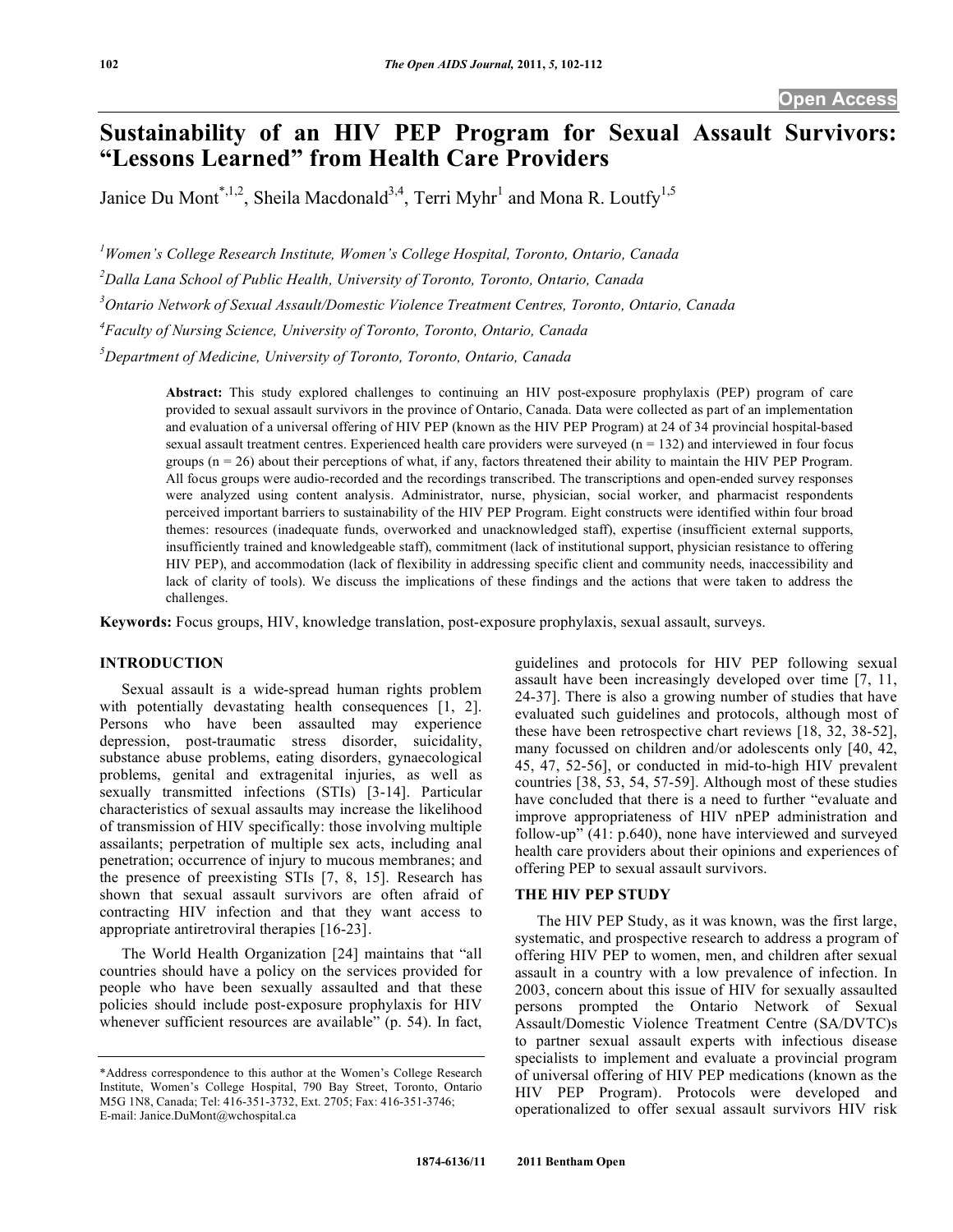# Sustainability of an HIV PEP Program for Sexual Assault Survivors: "Lessons Learned" from Health Care Providers

Janice Du Mont[*,1,2], Sheila Macdonald[3,4], Terri Myhr[1] and Mona R. Loutfy[1,5]

[1] Women's College Research Institute, Women's College Hospital, Toronto, Ontario, Canada

[2] Dalla Lana School of Public Health, University of Toronto, Toronto, Ontario, Canada

[3] Ontario Network of Sexual Assault/Domestic Violence Treatment Centres, Toronto, Ontario, Canada

[4] Faculty of Nursing Science, University of Toronto, Toronto, Ontario, Canada

[5] Department of Medicine, University of Toronto, Toronto, Ontario, Canada

**Abstract:** This study explored challenges to continuing an HIV post-exposure prophylaxis (PEP) program of care provided to sexual assault survivors in the province of Ontario, Canada. Data were collected as part of an implementation and evaluation of a universal offering of HIV PEP (known as the HIV PEP Program) at 24 of 34 provincial hospital-based sexual assault treatment centres. Experienced health care providers were surveyed (n = 132) and interviewed in four focus groups (n = 26) about their perceptions of what, if any, factors threatened their ability to maintain the HIV PEP Program. All focus groups were audio-recorded and the recordings transcribed. The transcriptions and open-ended survey responses were analyzed using content analysis. Administrator, nurse, physician, social worker, and pharmacist respondents perceived important barriers to sustainability of the HIV PEP Program. Eight constructs were identified within four broad themes: resources (inadequate funds, overworked and unacknowledged staff), expertise (insufficient external supports, insufficiently trained and knowledgeable staff), commitment (lack of institutional support, physician resistance to offering HIV PEP), and accommodation (lack of flexibility in addressing specific client and community needs, inaccessibility and lack of clarity of tools). We discuss the implications of these findings and the actions that were taken to address the challenges.

**Keywords:** Focus groups, HIV, knowledge translation, post-exposure prophylaxis, sexual assault, surveys.

## INTRODUCTION

Sexual assault is a wide-spread human rights problem with potentially devastating health consequences [1, 2]. Persons who have been assaulted may experience depression, post-traumatic stress disorder, suicidality, substance abuse problems, eating disorders, gynaecological problems, genital and extragenital injuries, as well as sexually transmitted infections (STIs) [3-14]. Particular characteristics of sexual assaults may increase the likelihood of transmission of HIV specifically: those involving multiple assailants; perpetration of multiple sex acts, including anal penetration; occurrence of injury to mucous membranes; and the presence of preexisting STIs [7, 8, 15]. Research has shown that sexual assault survivors are often afraid of contracting HIV infection and that they want access to appropriate antiretroviral therapies [16-23].

The World Health Organization [24] maintains that "all countries should have a policy on the services provided for people who have been sexually assaulted and that these policies should include post-exposure prophylaxis for HIV whenever sufficient resources are available" (p. 54). In fact, guidelines and protocols for HIV PEP following sexual assault have been increasingly developed over time [7, 11, 24-37]. There is also a growing number of studies that have evaluated such guidelines and protocols, although most of these have been retrospective chart reviews [18, 32, 38-52], many focussed on children and/or adolescents only [40, 42, 45, 47, 52-56], or conducted in mid-to-high HIV prevalent countries [38, 53, 54, 57-59]. Although most of these studies have concluded that there is a need to further "evaluate and improve appropriateness of HIV nPEP administration and follow-up" (41: p.640), none have interviewed and surveyed health care providers about their opinions and experiences of offering PEP to sexual assault survivors.

## THE HIV PEP STUDY

The HIV PEP Study, as it was known, was the first large, systematic, and prospective research to address a program of offering HIV PEP to women, men, and children after sexual assault in a country with a low prevalence of infection. In 2003, concern about this issue of HIV for sexually assaulted persons prompted the Ontario Network of Sexual Assault/Domestic Violence Treatment Centre (SA/DVTC)s to partner sexual assault experts with infectious disease specialists to implement and evaluate a provincial program of universal offering of HIV PEP medications (known as the HIV PEP Program). Protocols were developed and operationalized to offer sexual assault survivors HIV risk

*Address correspondence to this author at the Women's College Research Institute, Women's College Hospital, 790 Bay Street, Toronto, Ontario M5G 1N8, Canada; Tel: 416-351-3732, Ext. 2705; Fax: 416-351-3746; E-mail: Janice.DuMont@wchospital.ca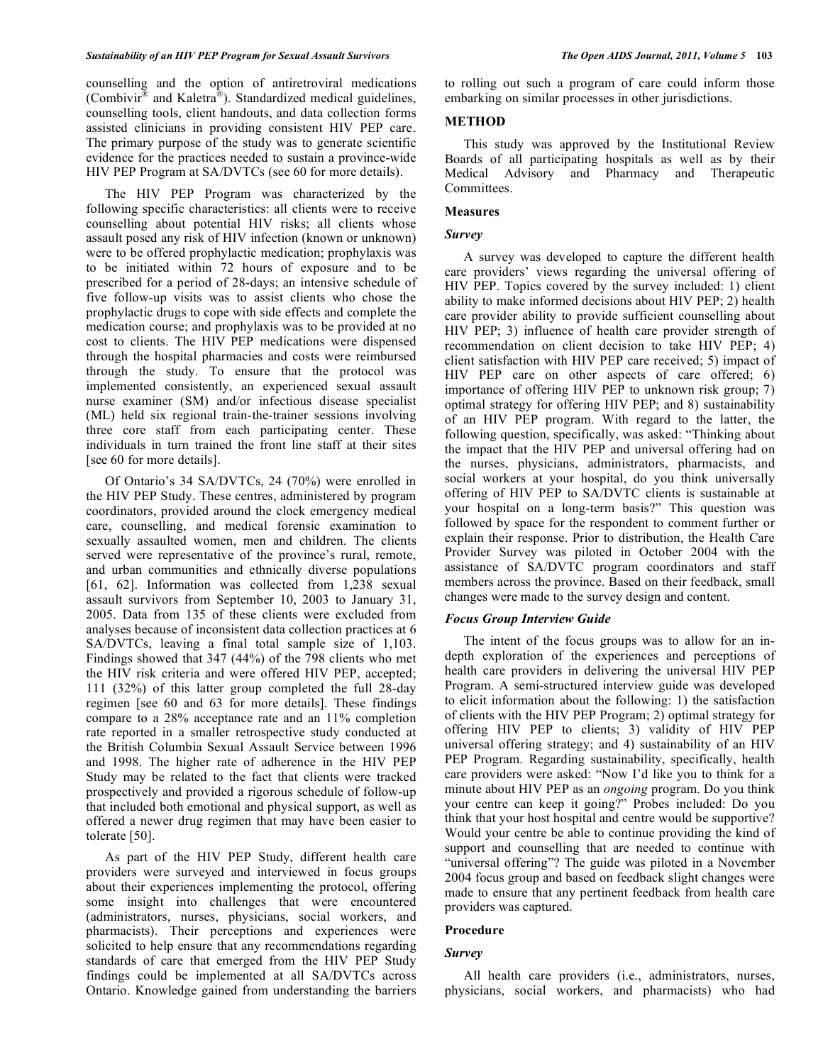counselling and the option of antiretroviral medications (Combivir® and Kaletra®). Standardized medical guidelines, counselling tools, client handouts, and data collection forms assisted clinicians in providing consistent HIV PEP care. The primary purpose of the study was to generate scientific evidence for the practices needed to sustain a province-wide HIV PEP Program at SA/DVTCs (see 60 for more details).

The HIV PEP Program was characterized by the following specific characteristics: all clients were to receive counselling about potential HIV risks; all clients whose assault posed any risk of HIV infection (known or unknown) were to be offered prophylactic medication; prophylaxis was to be initiated within 72 hours of exposure and to be prescribed for a period of 28-days; an intensive schedule of five follow-up visits was to assist clients who chose the prophylactic drugs to cope with side effects and complete the medication course; and prophylaxis was to be provided at no cost to clients. The HIV PEP medications were dispensed through the hospital pharmacies and costs were reimbursed through the study. To ensure that the protocol was implemented consistently, an experienced sexual assault nurse examiner (SM) and/or infectious disease specialist (ML) held six regional train-the-trainer sessions involving three core staff from each participating center. These individuals in turn trained the front line staff at their sites [see 60 for more details].

Of Ontario's 34 SA/DVTCs, 24 (70%) were enrolled in the HIV PEP Study. These centres, administered by program coordinators, provided around the clock emergency medical care, counselling, and medical forensic examination to sexually assaulted women, men and children. The clients served were representative of the province's rural, remote, and urban communities and ethnically diverse populations [61, 62]. Information was collected from 1,238 sexual assault survivors from September 10, 2003 to January 31, 2005. Data from 135 of these clients were excluded from analyses because of inconsistent data collection practices at 6 SA/DVTCs, leaving a final total sample size of 1,103. Findings showed that 347 (44%) of the 798 clients who met the HIV risk criteria and were offered HIV PEP, accepted; 111 (32%) of this latter group completed the full 28-day regimen [see 60 and 63 for more details]. These findings compare to a 28% acceptance rate and an 11% completion rate reported in a smaller retrospective study conducted at the British Columbia Sexual Assault Service between 1996 and 1998. The higher rate of adherence in the HIV PEP Study may be related to the fact that clients were tracked prospectively and provided a rigorous schedule of follow-up that included both emotional and physical support, as well as offered a newer drug regimen that may have been easier to tolerate [50].

As part of the HIV PEP Study, different health care providers were surveyed and interviewed in focus groups about their experiences implementing the protocol, offering some insight into challenges that were encountered (administrators, nurses, physicians, social workers, and pharmacists). Their perceptions and experiences were solicited to help ensure that any recommendations regarding standards of care that emerged from the HIV PEP Study findings could be implemented at all SA/DVTCs across Ontario. Knowledge gained from understanding the barriers to rolling out such a program of care could inform those embarking on similar processes in other jurisdictions.

## METHOD

This study was approved by the Institutional Review Boards of all participating hospitals as well as by their Medical Advisory and Pharmacy and Therapeutic Committees.

### Measures

#### *Survey*

A survey was developed to capture the different health care providers' views regarding the universal offering of HIV PEP. Topics covered by the survey included: 1) client ability to make informed decisions about HIV PEP; 2) health care provider ability to provide sufficient counselling about HIV PEP; 3) influence of health care provider strength of recommendation on client decision to take HIV PEP; 4) client satisfaction with HIV PEP care received; 5) impact of HIV PEP care on other aspects of care offered; 6) importance of offering HIV PEP to unknown risk group; 7) optimal strategy for offering HIV PEP; and 8) sustainability of an HIV PEP program. With regard to the latter, the following question, specifically, was asked: "Thinking about the impact that the HIV PEP and universal offering had on the nurses, physicians, administrators, pharmacists, and social workers at your hospital, do you think universally offering of HIV PEP to SA/DVTC clients is sustainable at your hospital on a long-term basis?" This question was followed by space for the respondent to comment further or explain their response. Prior to distribution, the Health Care Provider Survey was piloted in October 2004 with the assistance of SA/DVTC program coordinators and staff members across the province. Based on their feedback, small changes were made to the survey design and content.

#### *Focus Group Interview Guide*

The intent of the focus groups was to allow for an in-depth exploration of the experiences and perceptions of health care providers in delivering the universal HIV PEP Program. A semi-structured interview guide was developed to elicit information about the following: 1) the satisfaction of clients with the HIV PEP Program; 2) optimal strategy for offering HIV PEP to clients; 3) validity of HIV PEP universal offering strategy; and 4) sustainability of an HIV PEP Program. Regarding sustainability, specifically, health care providers were asked: "Now I'd like you to think for a minute about HIV PEP as an *ongoing* program. Do you think your centre can keep it going?" Probes included: Do you think that your host hospital and centre would be supportive? Would your centre be able to continue providing the kind of support and counselling that are needed to continue with "universal offering"? The guide was piloted in a November 2004 focus group and based on feedback slight changes were made to ensure that any pertinent feedback from health care providers was captured.

### Procedure

#### *Survey*

All health care providers (i.e., administrators, nurses, physicians, social workers, and pharmacists) who had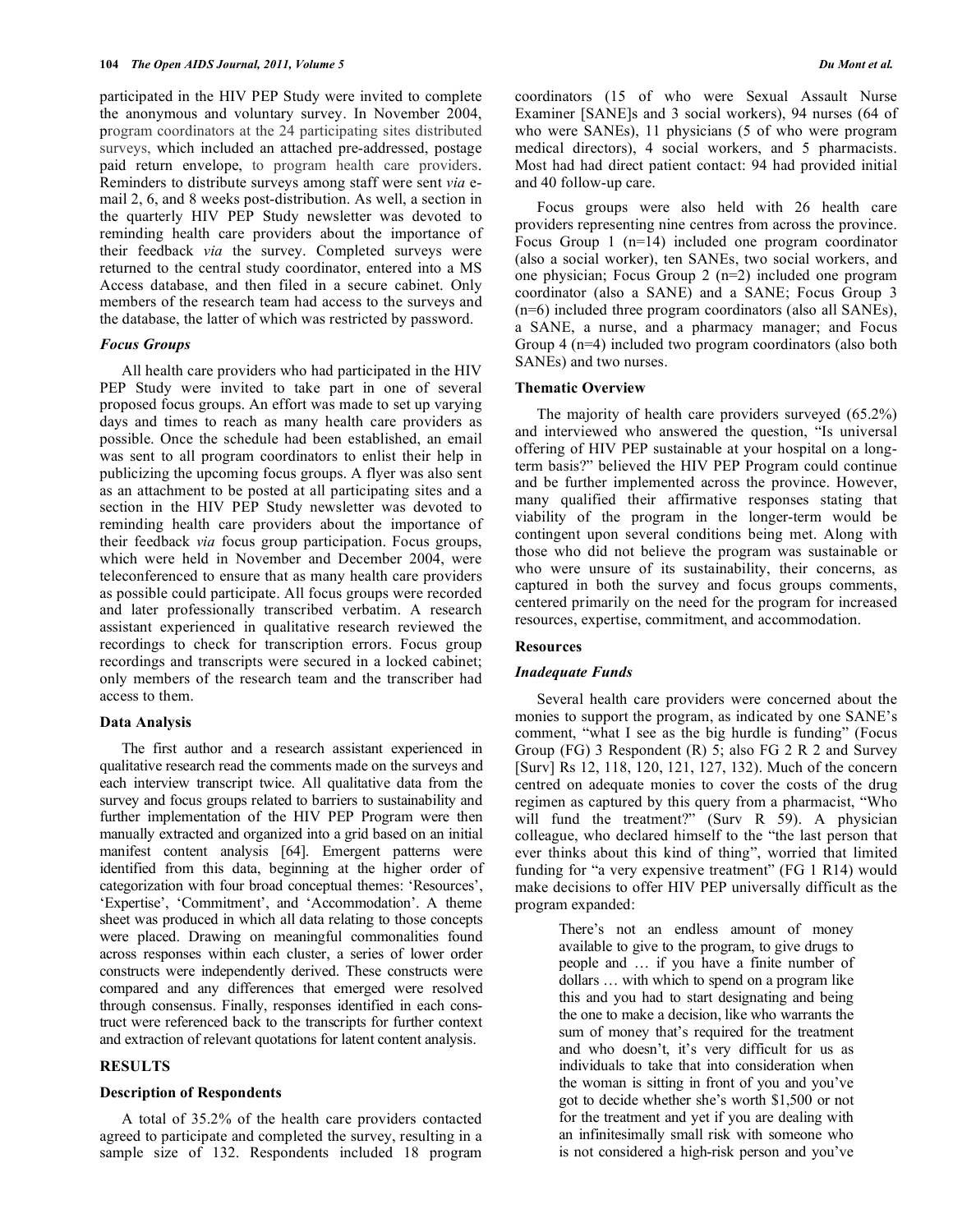participated in the HIV PEP Study were invited to complete the anonymous and voluntary survey. In November 2004, program coordinators at the 24 participating sites distributed surveys, which included an attached pre-addressed, postage paid return envelope, to program health care providers. Reminders to distribute surveys among staff were sent *via* e-mail 2, 6, and 8 weeks post-distribution. As well, a section in the quarterly HIV PEP Study newsletter was devoted to reminding health care providers about the importance of their feedback *via* the survey. Completed surveys were returned to the central study coordinator, entered into a MS Access database, and then filed in a secure cabinet. Only members of the research team had access to the surveys and the database, the latter of which was restricted by password.

### *Focus Groups*

All health care providers who had participated in the HIV PEP Study were invited to take part in one of several proposed focus groups. An effort was made to set up varying days and times to reach as many health care providers as possible. Once the schedule had been established, an email was sent to all program coordinators to enlist their help in publicizing the upcoming focus groups. A flyer was also sent as an attachment to be posted at all participating sites and a section in the HIV PEP Study newsletter was devoted to reminding health care providers about the importance of their feedback *via* focus group participation. Focus groups, which were held in November and December 2004, were teleconferenced to ensure that as many health care providers as possible could participate. All focus groups were recorded and later professionally transcribed verbatim. A research assistant experienced in qualitative research reviewed the recordings to check for transcription errors. Focus group recordings and transcripts were secured in a locked cabinet; only members of the research team and the transcriber had access to them.

## Data Analysis

The first author and a research assistant experienced in qualitative research read the comments made on the surveys and each interview transcript twice. All qualitative data from the survey and focus groups related to barriers to sustainability and further implementation of the HIV PEP Program were then manually extracted and organized into a grid based on an initial manifest content analysis [64]. Emergent patterns were identified from this data, beginning at the higher order of categorization with four broad conceptual themes: 'Resources', 'Expertise', 'Commitment', and 'Accommodation'. A theme sheet was produced in which all data relating to those concepts were placed. Drawing on meaningful commonalities found across responses within each cluster, a series of lower order constructs were independently derived. These constructs were compared and any differences that emerged were resolved through consensus. Finally, responses identified in each construct were referenced back to the transcripts for further context and extraction of relevant quotations for latent content analysis.

# RESULTS

## Description of Respondents

A total of 35.2% of the health care providers contacted agreed to participate and completed the survey, resulting in a sample size of 132. Respondents included 18 program coordinators (15 of who were Sexual Assault Nurse Examiner [SANE]s and 3 social workers), 94 nurses (64 of who were SANEs), 11 physicians (5 of who were program medical directors), 4 social workers, and 5 pharmacists. Most had had direct patient contact: 94 had provided initial and 40 follow-up care.

Focus groups were also held with 26 health care providers representing nine centres from across the province. Focus Group 1 (n=14) included one program coordinator (also a social worker), ten SANEs, two social workers, and one physician; Focus Group 2 (n=2) included one program coordinator (also a SANE) and a SANE; Focus Group 3 (n=6) included three program coordinators (also all SANEs), a SANE, a nurse, and a pharmacy manager; and Focus Group 4 (n=4) included two program coordinators (also both SANEs) and two nurses.

## Thematic Overview

The majority of health care providers surveyed (65.2%) and interviewed who answered the question, "Is universal offering of HIV PEP sustainable at your hospital on a long-term basis?" believed the HIV PEP Program could continue and be further implemented across the province. However, many qualified their affirmative responses stating that viability of the program in the longer-term would be contingent upon several conditions being met. Along with those who did not believe the program was sustainable or who were unsure of its sustainability, their concerns, as captured in both the survey and focus groups comments, centered primarily on the need for the program for increased resources, expertise, commitment, and accommodation.

## Resources

### *Inadequate Funds*

Several health care providers were concerned about the monies to support the program, as indicated by one SANE's comment, "what I see as the big hurdle is funding" (Focus Group (FG) 3 Respondent (R) 5; also FG 2 R 2 and Survey [Surv] Rs 12, 118, 120, 121, 127, 132). Much of the concern centred on adequate monies to cover the costs of the drug regimen as captured by this query from a pharmacist, "Who will fund the treatment?" (Surv R 59). A physician colleague, who declared himself to the "the last person that ever thinks about this kind of thing", worried that limited funding for "a very expensive treatment" (FG 1 R14) would make decisions to offer HIV PEP universally difficult as the program expanded:

> There's not an endless amount of money available to give to the program, to give drugs to people and … if you have a finite number of dollars … with which to spend on a program like this and you had to start designating and being the one to make a decision, like who warrants the sum of money that's required for the treatment and who doesn't, it's very difficult for us as individuals to take that into consideration when the woman is sitting in front of you and you've got to decide whether she's worth $1,500 or not for the treatment and yet if you are dealing with an infinitesimally small risk with someone who is not considered a high-risk person and you've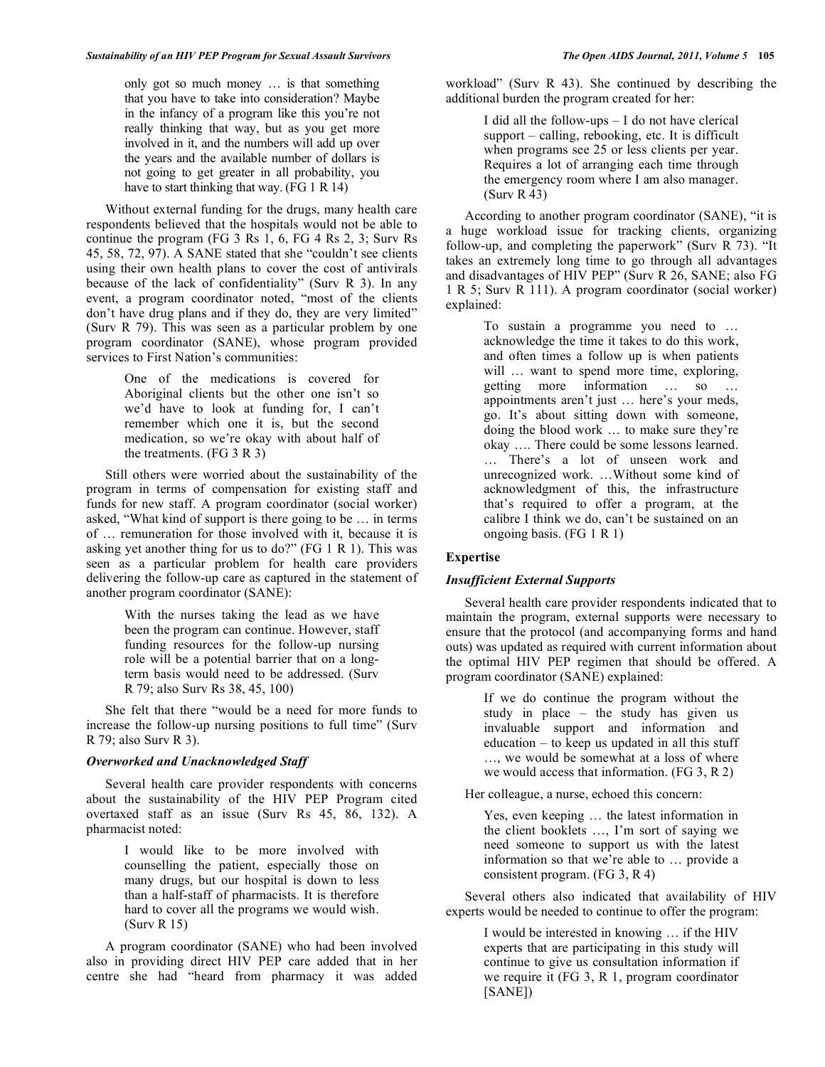> only got so much money … is that something that you have to take into consideration? Maybe in the infancy of a program like this you're not really thinking that way, but as you get more involved in it, and the numbers will add up over the years and the available number of dollars is not going to get greater in all probability, you have to start thinking that way. (FG 1 R 14)

Without external funding for the drugs, many health care respondents believed that the hospitals would not be able to continue the program (FG 3 Rs 1, 6, FG 4 Rs 2, 3; Surv Rs 45, 58, 72, 97). A SANE stated that she "couldn't see clients using their own health plans to cover the cost of antivirals because of the lack of confidentiality" (Surv R 3). In any event, a program coordinator noted, "most of the clients don't have drug plans and if they do, they are very limited" (Surv R 79). This was seen as a particular problem by one program coordinator (SANE), whose program provided services to First Nation's communities:

> One of the medications is covered for Aboriginal clients but the other one isn't so we'd have to look at funding for, I can't remember which one it is, but the second medication, so we're okay with about half of the treatments. (FG 3 R 3)

Still others were worried about the sustainability of the program in terms of compensation for existing staff and funds for new staff. A program coordinator (social worker) asked, "What kind of support is there going to be … in terms of … remuneration for those involved with it, because it is asking yet another thing for us to do?" (FG 1 R 1). This was seen as a particular problem for health care providers delivering the follow-up care as captured in the statement of another program coordinator (SANE):

> With the nurses taking the lead as we have been the program can continue. However, staff funding resources for the follow-up nursing role will be a potential barrier that on a long-term basis would need to be addressed. (Surv R 79; also Surv Rs 38, 45, 100)

She felt that there "would be a need for more funds to increase the follow-up nursing positions to full time" (Surv R 79; also Surv R 3).

### *Overworked and Unacknowledged Staff*

Several health care provider respondents with concerns about the sustainability of the HIV PEP Program cited overtaxed staff as an issue (Surv Rs 45, 86, 132). A pharmacist noted:

> I would like to be more involved with counselling the patient, especially those on many drugs, but our hospital is down to less than a half-staff of pharmacists. It is therefore hard to cover all the programs we would wish. (Surv R 15)

A program coordinator (SANE) who had been involved also in providing direct HIV PEP care added that in her centre she had "heard from pharmacy it was added workload" (Surv R 43). She continued by describing the additional burden the program created for her:

> I did all the follow-ups – I do not have clerical support – calling, rebooking, etc. It is difficult when programs see 25 or less clients per year. Requires a lot of arranging each time through the emergency room where I am also manager. (Surv R 43)

According to another program coordinator (SANE), "it is a huge workload issue for tracking clients, organizing follow-up, and completing the paperwork" (Surv R 73). "It takes an extremely long time to go through all advantages and disadvantages of HIV PEP" (Surv R 26, SANE; also FG 1 R 5; Surv R 111). A program coordinator (social worker) explained:

> To sustain a programme you need to … acknowledge the time it takes to do this work, and often times a follow up is when patients will … want to spend more time, exploring, getting more information … so … appointments aren't just … here's your meds, go. It's about sitting down with someone, doing the blood work … to make sure they're okay …. There could be some lessons learned. … There's a lot of unseen work and unrecognized work. …Without some kind of acknowledgment of this, the infrastructure that's required to offer a program, at the calibre I think we do, can't be sustained on an ongoing basis. (FG 1 R 1)

## Expertise

### *Insufficient External Supports*

Several health care provider respondents indicated that to maintain the program, external supports were necessary to ensure that the protocol (and accompanying forms and hand outs) was updated as required with current information about the optimal HIV PEP regimen that should be offered. A program coordinator (SANE) explained:

> If we do continue the program without the study in place – the study has given us invaluable support and information and education – to keep us updated in all this stuff …, we would be somewhat at a loss of where we would access that information. (FG 3, R 2)

Her colleague, a nurse, echoed this concern:

> Yes, even keeping … the latest information in the client booklets …, I'm sort of saying we need someone to support us with the latest information so that we're able to … provide a consistent program. (FG 3, R 4)

Several others also indicated that availability of HIV experts would be needed to continue to offer the program:

> I would be interested in knowing … if the HIV experts that are participating in this study will continue to give us consultation information if we require it (FG 3, R 1, program coordinator [SANE])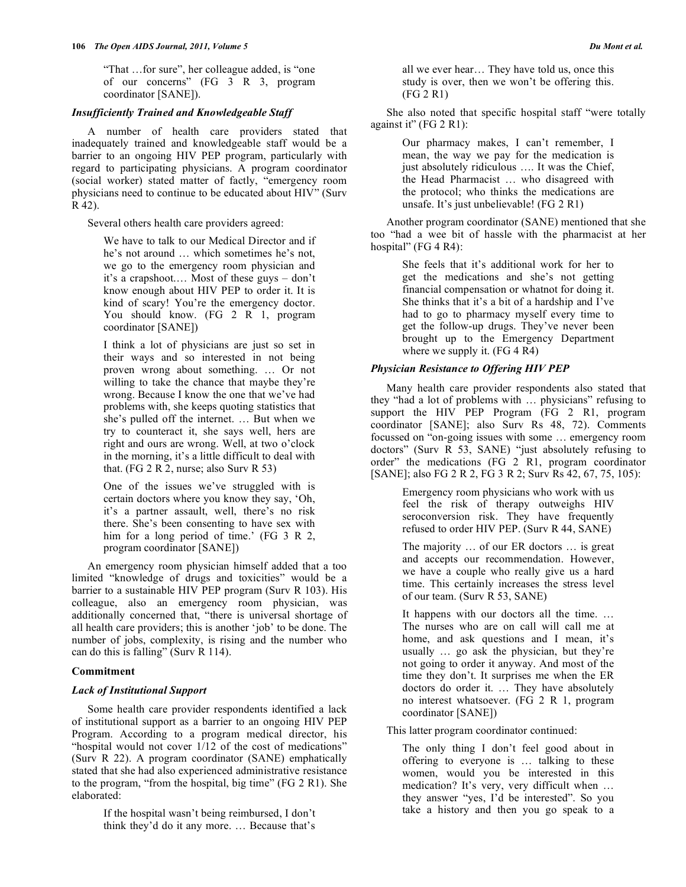"That …for sure", her colleague added, is "one of our concerns" (FG 3 R 3, program coordinator [SANE]).

### *Insufficiently Trained and Knowledgeable Staff*

A number of health care providers stated that inadequately trained and knowledgeable staff would be a barrier to an ongoing HIV PEP program, particularly with regard to participating physicians. A program coordinator (social worker) stated matter of factly, "emergency room physicians need to continue to be educated about HIV" (Surv R 42).

Several others health care providers agreed:

> We have to talk to our Medical Director and if he's not around … which sometimes he's not, we go to the emergency room physician and it's a crapshoot.… Most of these guys – don't know enough about HIV PEP to order it. It is kind of scary! You're the emergency doctor. You should know. (FG 2 R 1, program coordinator [SANE])

> I think a lot of physicians are just so set in their ways and so interested in not being proven wrong about something. … Or not willing to take the chance that maybe they're wrong. Because I know the one that we've had problems with, she keeps quoting statistics that she's pulled off the internet. … But when we try to counteract it, she says well, hers are right and ours are wrong. Well, at two o'clock in the morning, it's a little difficult to deal with that. (FG 2 R 2, nurse; also Surv R 53)

> One of the issues we've struggled with is certain doctors where you know they say, 'Oh, it's a partner assault, well, there's no risk there. She's been consenting to have sex with him for a long period of time.' (FG 3 R 2, program coordinator [SANE])

An emergency room physician himself added that a too limited "knowledge of drugs and toxicities" would be a barrier to a sustainable HIV PEP program (Surv R 103). His colleague, also an emergency room physician, was additionally concerned that, "there is universal shortage of all health care providers; this is another 'job' to be done. The number of jobs, complexity, is rising and the number who can do this is falling" (Surv R 114).

## Commitment

### *Lack of Institutional Support*

Some health care provider respondents identified a lack of institutional support as a barrier to an ongoing HIV PEP Program. According to a program medical director, his "hospital would not cover 1/12 of the cost of medications" (Surv R 22). A program coordinator (SANE) emphatically stated that she had also experienced administrative resistance to the program, "from the hospital, big time" (FG 2 R1). She elaborated:

> If the hospital wasn't being reimbursed, I don't think they'd do it any more. … Because that's all we ever hear… They have told us, once this study is over, then we won't be offering this. (FG 2 R1)

She also noted that specific hospital staff "were totally against it" (FG 2 R1):

> Our pharmacy makes, I can't remember, I mean, the way we pay for the medication is just absolutely ridiculous …. It was the Chief, the Head Pharmacist … who disagreed with the protocol; who thinks the medications are unsafe. It's just unbelievable! (FG 2 R1)

Another program coordinator (SANE) mentioned that she too "had a wee bit of hassle with the pharmacist at her hospital" (FG 4 R4):

> She feels that it's additional work for her to get the medications and she's not getting financial compensation or whatnot for doing it. She thinks that it's a bit of a hardship and I've had to go to pharmacy myself every time to get the follow-up drugs. They've never been brought up to the Emergency Department where we supply it. (FG 4 R4)

### *Physician Resistance to Offering HIV PEP*

Many health care provider respondents also stated that they "had a lot of problems with … physicians" refusing to support the HIV PEP Program (FG 2 R1, program coordinator [SANE]; also Surv Rs 48, 72). Comments focussed on "on-going issues with some … emergency room doctors" (Surv R 53, SANE) "just absolutely refusing to order" the medications (FG 2 R1, program coordinator [SANE]; also FG 2 R 2, FG 3 R 2; Surv Rs 42, 67, 75, 105):

> Emergency room physicians who work with us feel the risk of therapy outweighs HIV seroconversion risk. They have frequently refused to order HIV PEP. (Surv R 44, SANE)

> The majority … of our ER doctors … is great and accepts our recommendation. However, we have a couple who really give us a hard time. This certainly increases the stress level of our team. (Surv R 53, SANE)

> It happens with our doctors all the time. … The nurses who are on call will call me at home, and ask questions and I mean, it's usually … go ask the physician, but they're not going to order it anyway. And most of the time they don't. It surprises me when the ER doctors do order it. … They have absolutely no interest whatsoever. (FG 2 R 1, program coordinator [SANE])

This latter program coordinator continued:

> The only thing I don't feel good about in offering to everyone is … talking to these women, would you be interested in this medication? It's very, very difficult when … they answer "yes, I'd be interested". So you take a history and then you go speak to a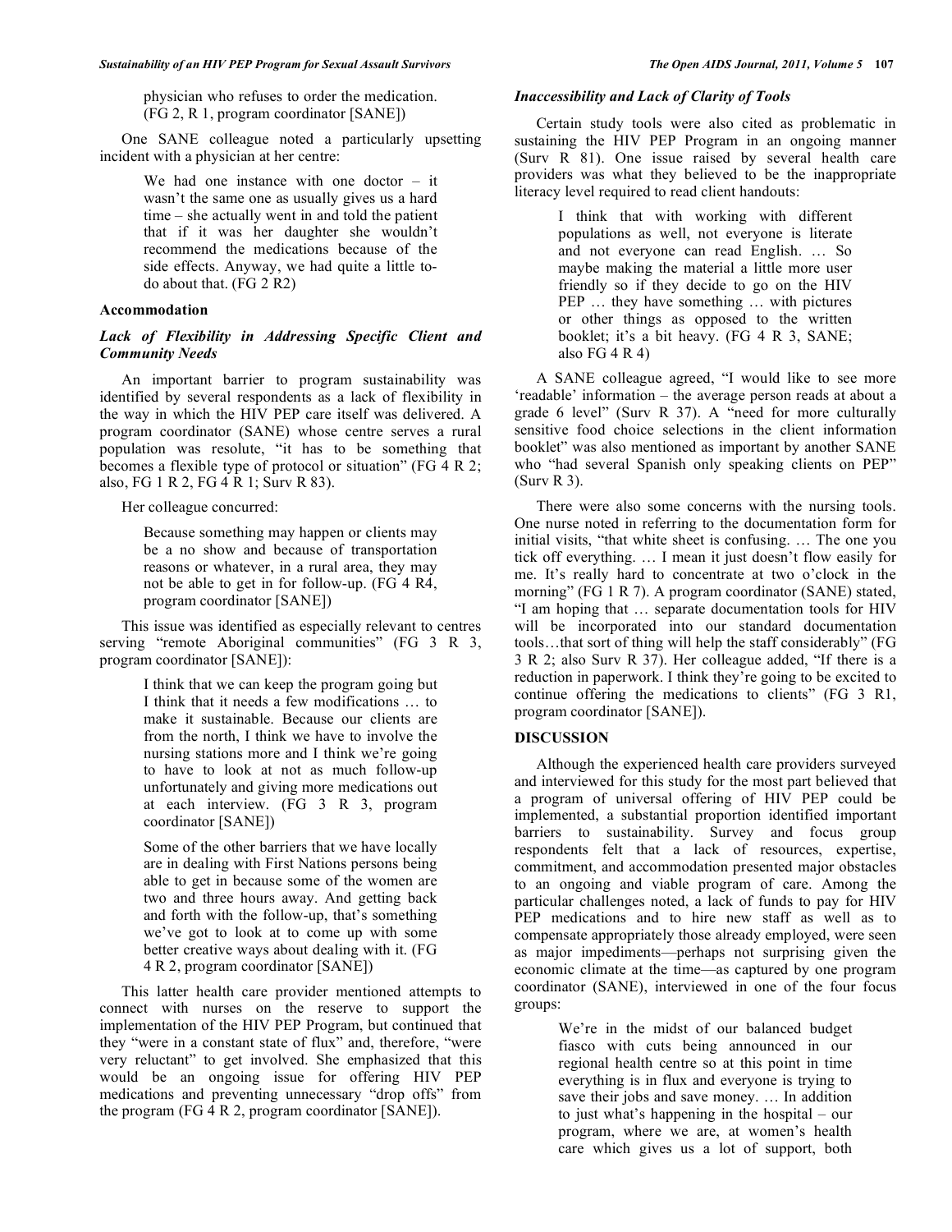physician who refuses to order the medication. (FG 2, R 1, program coordinator [SANE])

One SANE colleague noted a particularly upsetting incident with a physician at her centre:

> We had one instance with one doctor – it wasn't the same one as usually gives us a hard time – she actually went in and told the patient that if it was her daughter she wouldn't recommend the medications because of the side effects. Anyway, we had quite a little to-do about that. (FG 2 R2)

## Accommodation

### *Lack of Flexibility in Addressing Specific Client and Community Needs*

An important barrier to program sustainability was identified by several respondents as a lack of flexibility in the way in which the HIV PEP care itself was delivered. A program coordinator (SANE) whose centre serves a rural population was resolute, "it has to be something that becomes a flexible type of protocol or situation" (FG 4 R 2; also, FG 1 R 2, FG 4 R 1; Surv R 83).

Her colleague concurred:

> Because something may happen or clients may be a no show and because of transportation reasons or whatever, in a rural area, they may not be able to get in for follow-up. (FG 4 R4, program coordinator [SANE])

This issue was identified as especially relevant to centres serving "remote Aboriginal communities" (FG 3 R 3, program coordinator [SANE]):

> I think that we can keep the program going but I think that it needs a few modifications … to make it sustainable. Because our clients are from the north, I think we have to involve the nursing stations more and I think we're going to have to look at not as much follow-up unfortunately and giving more medications out at each interview. (FG 3 R 3, program coordinator [SANE])

> Some of the other barriers that we have locally are in dealing with First Nations persons being able to get in because some of the women are two and three hours away. And getting back and forth with the follow-up, that's something we've got to look at to come up with some better creative ways about dealing with it. (FG 4 R 2, program coordinator [SANE])

This latter health care provider mentioned attempts to connect with nurses on the reserve to support the implementation of the HIV PEP Program, but continued that they "were in a constant state of flux" and, therefore, "were very reluctant" to get involved. She emphasized that this would be an ongoing issue for offering HIV PEP medications and preventing unnecessary "drop offs" from the program (FG 4 R 2, program coordinator [SANE]).

### *Inaccessibility and Lack of Clarity of Tools*

Certain study tools were also cited as problematic in sustaining the HIV PEP Program in an ongoing manner (Surv R 81). One issue raised by several health care providers was what they believed to be the inappropriate literacy level required to read client handouts:

> I think that with working with different populations as well, not everyone is literate and not everyone can read English. … So maybe making the material a little more user friendly so if they decide to go on the HIV PEP … they have something … with pictures or other things as opposed to the written booklet; it's a bit heavy. (FG 4 R 3, SANE; also FG 4 R 4)

A SANE colleague agreed, "I would like to see more 'readable' information – the average person reads at about a grade 6 level" (Surv R 37). A "need for more culturally sensitive food choice selections in the client information booklet" was also mentioned as important by another SANE who "had several Spanish only speaking clients on PEP" (Surv R 3).

There were also some concerns with the nursing tools. One nurse noted in referring to the documentation form for initial visits, "that white sheet is confusing. … The one you tick off everything. … I mean it just doesn't flow easily for me. It's really hard to concentrate at two o'clock in the morning" (FG 1 R 7). A program coordinator (SANE) stated, "I am hoping that … separate documentation tools for HIV will be incorporated into our standard documentation tools…that sort of thing will help the staff considerably" (FG 3 R 2; also Surv R 37). Her colleague added, "If there is a reduction in paperwork. I think they're going to be excited to continue offering the medications to clients" (FG 3 R1, program coordinator [SANE]).

## DISCUSSION

Although the experienced health care providers surveyed and interviewed for this study for the most part believed that a program of universal offering of HIV PEP could be implemented, a substantial proportion identified important barriers to sustainability. Survey and focus group respondents felt that a lack of resources, expertise, commitment, and accommodation presented major obstacles to an ongoing and viable program of care. Among the particular challenges noted, a lack of funds to pay for HIV PEP medications and to hire new staff as well as to compensate appropriately those already employed, were seen as major impediments—perhaps not surprising given the economic climate at the time—as captured by one program coordinator (SANE), interviewed in one of the four focus groups:

> We're in the midst of our balanced budget fiasco with cuts being announced in our regional health centre so at this point in time everything is in flux and everyone is trying to save their jobs and save money. … In addition to just what's happening in the hospital – our program, where we are, at women's health care which gives us a lot of support, both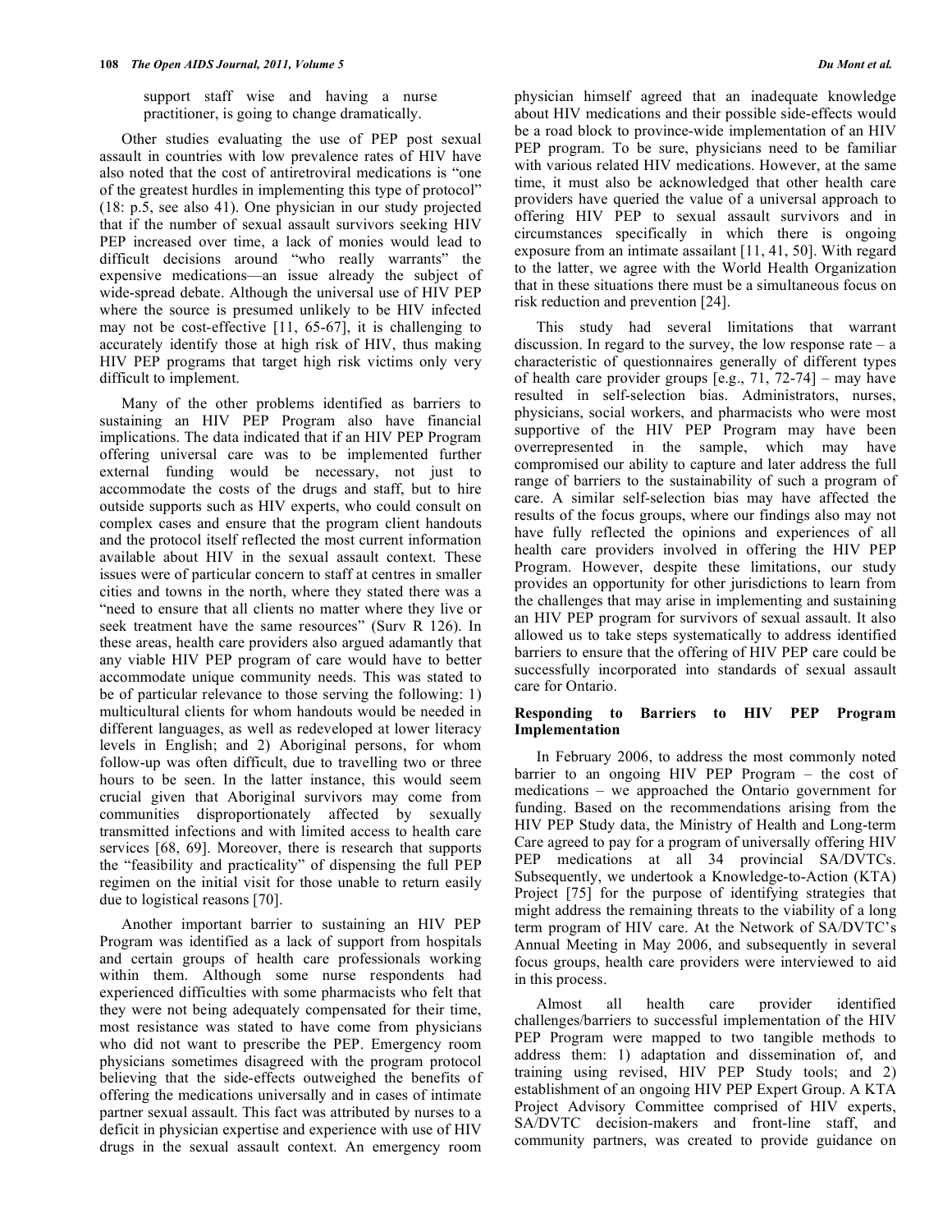support staff wise and having a nurse practitioner, is going to change dramatically.

Other studies evaluating the use of PEP post sexual assault in countries with low prevalence rates of HIV have also noted that the cost of antiretroviral medications is "one of the greatest hurdles in implementing this type of protocol" (18: p.5, see also 41). One physician in our study projected that if the number of sexual assault survivors seeking HIV PEP increased over time, a lack of monies would lead to difficult decisions around "who really warrants" the expensive medications—an issue already the subject of wide-spread debate. Although the universal use of HIV PEP where the source is presumed unlikely to be HIV infected may not be cost-effective [11, 65-67], it is challenging to accurately identify those at high risk of HIV, thus making HIV PEP programs that target high risk victims only very difficult to implement.

Many of the other problems identified as barriers to sustaining an HIV PEP Program also have financial implications. The data indicated that if an HIV PEP Program offering universal care was to be implemented further external funding would be necessary, not just to accommodate the costs of the drugs and staff, but to hire outside supports such as HIV experts, who could consult on complex cases and ensure that the program client handouts and the protocol itself reflected the most current information available about HIV in the sexual assault context. These issues were of particular concern to staff at centres in smaller cities and towns in the north, where they stated there was a "need to ensure that all clients no matter where they live or seek treatment have the same resources" (Surv R 126). In these areas, health care providers also argued adamantly that any viable HIV PEP program of care would have to better accommodate unique community needs. This was stated to be of particular relevance to those serving the following: 1) multicultural clients for whom handouts would be needed in different languages, as well as redeveloped at lower literacy levels in English; and 2) Aboriginal persons, for whom follow-up was often difficult, due to travelling two or three hours to be seen. In the latter instance, this would seem crucial given that Aboriginal survivors may come from communities disproportionately affected by sexually transmitted infections and with limited access to health care services [68, 69]. Moreover, there is research that supports the "feasibility and practicality" of dispensing the full PEP regimen on the initial visit for those unable to return easily due to logistical reasons [70].

Another important barrier to sustaining an HIV PEP Program was identified as a lack of support from hospitals and certain groups of health care professionals working within them. Although some nurse respondents had experienced difficulties with some pharmacists who felt that they were not being adequately compensated for their time, most resistance was stated to have come from physicians who did not want to prescribe the PEP. Emergency room physicians sometimes disagreed with the program protocol believing that the side-effects outweighed the benefits of offering the medications universally and in cases of intimate partner sexual assault. This fact was attributed by nurses to a deficit in physician expertise and experience with use of HIV drugs in the sexual assault context. An emergency room physician himself agreed that an inadequate knowledge about HIV medications and their possible side-effects would be a road block to province-wide implementation of an HIV PEP program. To be sure, physicians need to be familiar with various related HIV medications. However, at the same time, it must also be acknowledged that other health care providers have queried the value of a universal approach to offering HIV PEP to sexual assault survivors and in circumstances specifically in which there is ongoing exposure from an intimate assailant [11, 41, 50]. With regard to the latter, we agree with the World Health Organization that in these situations there must be a simultaneous focus on risk reduction and prevention [24].

This study had several limitations that warrant discussion. In regard to the survey, the low response rate – a characteristic of questionnaires generally of different types of health care provider groups [e.g., 71, 72-74] – may have resulted in self-selection bias. Administrators, nurses, physicians, social workers, and pharmacists who were most supportive of the HIV PEP Program may have been overrepresented in the sample, which may have compromised our ability to capture and later address the full range of barriers to the sustainability of such a program of care. A similar self-selection bias may have affected the results of the focus groups, where our findings also may not have fully reflected the opinions and experiences of all health care providers involved in offering the HIV PEP Program. However, despite these limitations, our study provides an opportunity for other jurisdictions to learn from the challenges that may arise in implementing and sustaining an HIV PEP program for survivors of sexual assault. It also allowed us to take steps systematically to address identified barriers to ensure that the offering of HIV PEP care could be successfully incorporated into standards of sexual assault care for Ontario.

### Responding to Barriers to HIV PEP Program Implementation

In February 2006, to address the most commonly noted barrier to an ongoing HIV PEP Program – the cost of medications – we approached the Ontario government for funding. Based on the recommendations arising from the HIV PEP Study data, the Ministry of Health and Long-term Care agreed to pay for a program of universally offering HIV PEP medications at all 34 provincial SA/DVTCs. Subsequently, we undertook a Knowledge-to-Action (KTA) Project [75] for the purpose of identifying strategies that might address the remaining threats to the viability of a long term program of HIV care. At the Network of SA/DVTC's Annual Meeting in May 2006, and subsequently in several focus groups, health care providers were interviewed to aid in this process.

Almost all health care provider identified challenges/barriers to successful implementation of the HIV PEP Program were mapped to two tangible methods to address them: 1) adaptation and dissemination of, and training using revised, HIV PEP Study tools; and 2) establishment of an ongoing HIV PEP Expert Group. A KTA Project Advisory Committee comprised of HIV experts, SA/DVTC decision-makers and front-line staff, and community partners, was created to provide guidance on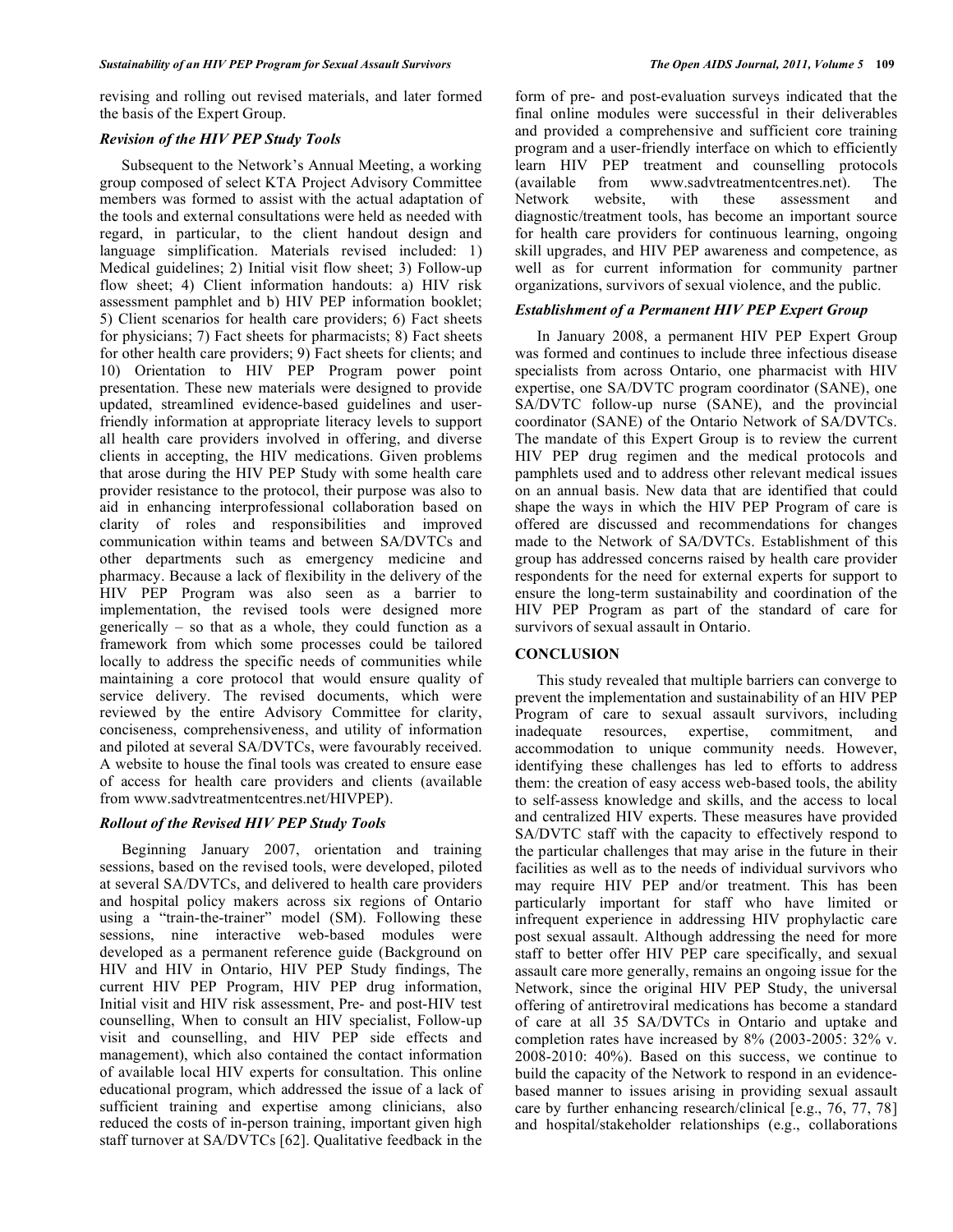revising and rolling out revised materials, and later formed the basis of the Expert Group.

### *Revision of the HIV PEP Study Tools*

Subsequent to the Network's Annual Meeting, a working group composed of select KTA Project Advisory Committee members was formed to assist with the actual adaptation of the tools and external consultations were held as needed with regard, in particular, to the client handout design and language simplification. Materials revised included: 1) Medical guidelines; 2) Initial visit flow sheet; 3) Follow-up flow sheet; 4) Client information handouts: a) HIV risk assessment pamphlet and b) HIV PEP information booklet; 5) Client scenarios for health care providers; 6) Fact sheets for physicians; 7) Fact sheets for pharmacists; 8) Fact sheets for other health care providers; 9) Fact sheets for clients; and 10) Orientation to HIV PEP Program power point presentation. These new materials were designed to provide updated, streamlined evidence-based guidelines and user-friendly information at appropriate literacy levels to support all health care providers involved in offering, and diverse clients in accepting, the HIV medications. Given problems that arose during the HIV PEP Study with some health care provider resistance to the protocol, their purpose was also to aid in enhancing interprofessional collaboration based on clarity of roles and responsibilities and improved communication within teams and between SA/DVTCs and other departments such as emergency medicine and pharmacy. Because a lack of flexibility in the delivery of the HIV PEP Program was also seen as a barrier to implementation, the revised tools were designed more generically – so that as a whole, they could function as a framework from which some processes could be tailored locally to address the specific needs of communities while maintaining a core protocol that would ensure quality of service delivery. The revised documents, which were reviewed by the entire Advisory Committee for clarity, conciseness, comprehensiveness, and utility of information and piloted at several SA/DVTCs, were favourably received. A website to house the final tools was created to ensure ease of access for health care providers and clients (available from www.sadvtreatmentcentres.net/HIVPEP).

### *Rollout of the Revised HIV PEP Study Tools*

Beginning January 2007, orientation and training sessions, based on the revised tools, were developed, piloted at several SA/DVTCs, and delivered to health care providers and hospital policy makers across six regions of Ontario using a "train-the-trainer" model (SM). Following these sessions, nine interactive web-based modules were developed as a permanent reference guide (Background on HIV and HIV in Ontario, HIV PEP Study findings, The current HIV PEP Program, HIV PEP drug information, Initial visit and HIV risk assessment, Pre- and post-HIV test counselling, When to consult an HIV specialist, Follow-up visit and counselling, and HIV PEP side effects and management), which also contained the contact information of available local HIV experts for consultation. This online educational program, which addressed the issue of a lack of sufficient training and expertise among clinicians, also reduced the costs of in-person training, important given high staff turnover at SA/DVTCs [62]. Qualitative feedback in the form of pre- and post-evaluation surveys indicated that the final online modules were successful in their deliverables and provided a comprehensive and sufficient core training program and a user-friendly interface on which to efficiently learn HIV PEP treatment and counselling protocols (available from www.sadvtreatmentcentres.net). The Network website, with these assessment and diagnostic/treatment tools, has become an important source for health care providers for continuous learning, ongoing skill upgrades, and HIV PEP awareness and competence, as well as for current information for community partner organizations, survivors of sexual violence, and the public.

### *Establishment of a Permanent HIV PEP Expert Group*

In January 2008, a permanent HIV PEP Expert Group was formed and continues to include three infectious disease specialists from across Ontario, one pharmacist with HIV expertise, one SA/DVTC program coordinator (SANE), one SA/DVTC follow-up nurse (SANE), and the provincial coordinator (SANE) of the Ontario Network of SA/DVTCs. The mandate of this Expert Group is to review the current HIV PEP drug regimen and the medical protocols and pamphlets used and to address other relevant medical issues on an annual basis. New data that are identified that could shape the ways in which the HIV PEP Program of care is offered are discussed and recommendations for changes made to the Network of SA/DVTCs. Establishment of this group has addressed concerns raised by health care provider respondents for the need for external experts for support to ensure the long-term sustainability and coordination of the HIV PEP Program as part of the standard of care for survivors of sexual assault in Ontario.

## CONCLUSION

This study revealed that multiple barriers can converge to prevent the implementation and sustainability of an HIV PEP Program of care to sexual assault survivors, including inadequate resources, expertise, commitment, and accommodation to unique community needs. However, identifying these challenges has led to efforts to address them: the creation of easy access web-based tools, the ability to self-assess knowledge and skills, and the access to local and centralized HIV experts. These measures have provided SA/DVTC staff with the capacity to effectively respond to the particular challenges that may arise in the future in their facilities as well as to the needs of individual survivors who may require HIV PEP and/or treatment. This has been particularly important for staff who have limited or infrequent experience in addressing HIV prophylactic care post sexual assault. Although addressing the need for more staff to better offer HIV PEP care specifically, and sexual assault care more generally, remains an ongoing issue for the Network, since the original HIV PEP Study, the universal offering of antiretroviral medications has become a standard of care at all 35 SA/DVTCs in Ontario and uptake and completion rates have increased by 8% (2003-2005: 32% v. 2008-2010: 40%). Based on this success, we continue to build the capacity of the Network to respond in an evidence-based manner to issues arising in providing sexual assault care by further enhancing research/clinical [e.g., 76, 77, 78] and hospital/stakeholder relationships (e.g., collaborations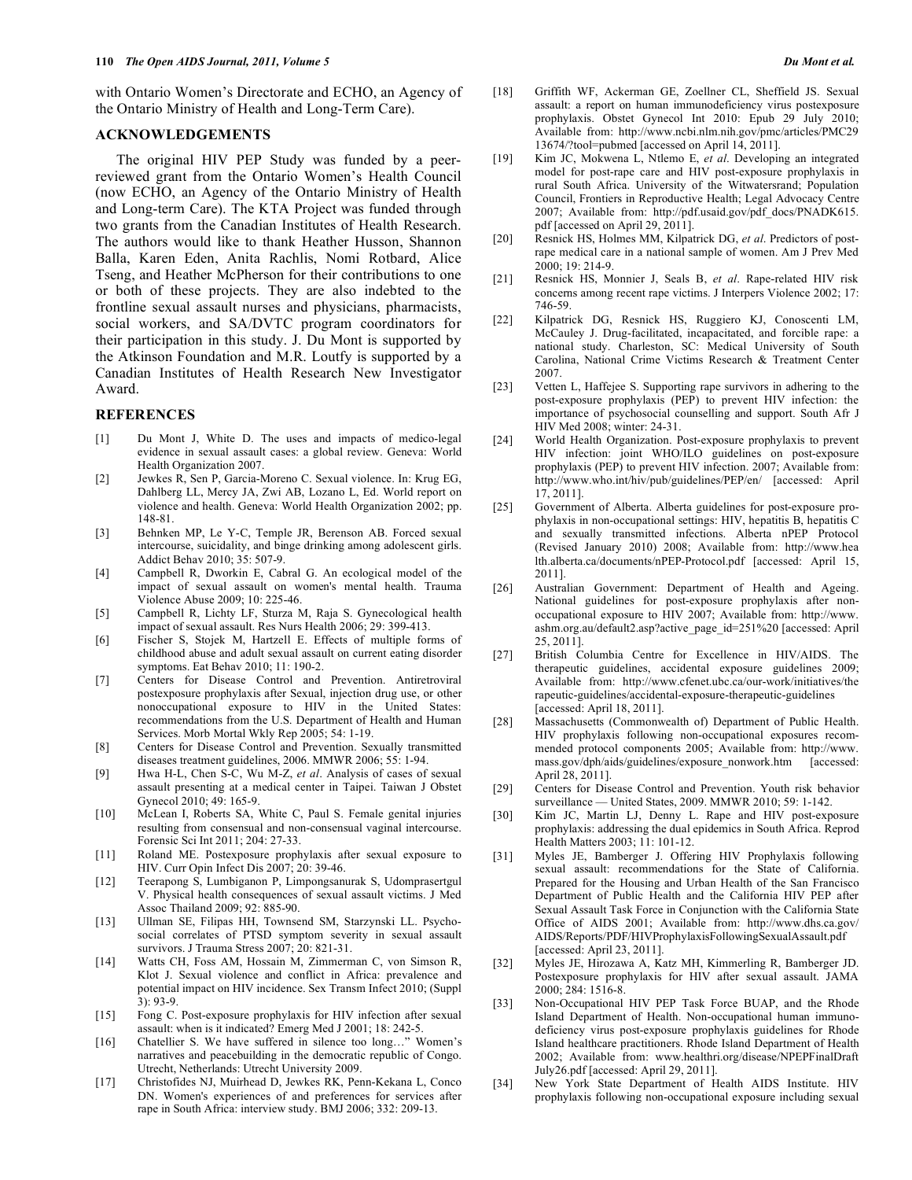with Ontario Women's Directorate and ECHO, an Agency of the Ontario Ministry of Health and Long-Term Care).

## ACKNOWLEDGEMENTS

The original HIV PEP Study was funded by a peer-reviewed grant from the Ontario Women's Health Council (now ECHO, an Agency of the Ontario Ministry of Health and Long-term Care). The KTA Project was funded through two grants from the Canadian Institutes of Health Research. The authors would like to thank Heather Husson, Shannon Balla, Karen Eden, Anita Rachlis, Nomi Rotbard, Alice Tseng, and Heather McPherson for their contributions to one or both of these projects. They are also indebted to the frontline sexual assault nurses and physicians, pharmacists, social workers, and SA/DVTC program coordinators for their participation in this study. J. Du Mont is supported by the Atkinson Foundation and M.R. Loutfy is supported by a Canadian Institutes of Health Research New Investigator Award.

## REFERENCES

[1] Du Mont J, White D. The uses and impacts of medico-legal evidence in sexual assault cases: a global review. Geneva: World Health Organization 2007.

[2] Jewkes R, Sen P, Garcia-Moreno C. Sexual violence. In: Krug EG, Dahlberg LL, Mercy JA, Zwi AB, Lozano L, Ed. World report on violence and health. Geneva: World Health Organization 2002; pp. 148-81.

[3] Behnken MP, Le Y-C, Temple JR, Berenson AB. Forced sexual intercourse, suicidality, and binge drinking among adolescent girls. Addict Behav 2010; 35: 507-9.

[4] Campbell R, Dworkin E, Cabral G. An ecological model of the impact of sexual assault on women's mental health. Trauma Violence Abuse 2009; 10: 225-46.

[5] Campbell R, Lichty LF, Sturza M, Raja S. Gynecological health impact of sexual assault. Res Nurs Health 2006; 29: 399-413.

[6] Fischer S, Stojek M, Hartzell E. Effects of multiple forms of childhood abuse and adult sexual assault on current eating disorder symptoms. Eat Behav 2010; 11: 190-2.

[7] Centers for Disease Control and Prevention. Antiretroviral postexposure prophylaxis after Sexual, injection drug use, or other nonoccupational exposure to HIV in the United States: recommendations from the U.S. Department of Health and Human Services. Morb Mortal Wkly Rep 2005; 54: 1-19.

[8] Centers for Disease Control and Prevention. Sexually transmitted diseases treatment guidelines, 2006. MMWR 2006; 55: 1-94.

[9] Hwa H-L, Chen S-C, Wu M-Z, *et al*. Analysis of cases of sexual assault presenting at a medical center in Taipei. Taiwan J Obstet Gynecol 2010; 49: 165-9.

[10] McLean I, Roberts SA, White C, Paul S. Female genital injuries resulting from consensual and non-consensual vaginal intercourse. Forensic Sci Int 2011; 204: 27-33.

[11] Roland ME. Postexposure prophylaxis after sexual exposure to HIV. Curr Opin Infect Dis 2007; 20: 39-46.

[12] Teerapong S, Lumbiganon P, Limpongsanurak S, Udomprasertgul V. Physical health consequences of sexual assault victims. J Med Assoc Thailand 2009; 92: 885-90.

[13] Ullman SE, Filipas HH, Townsend SM, Starzynski LL. Psychosocial correlates of PTSD symptom severity in sexual assault survivors. J Trauma Stress 2007; 20: 821-31.

[14] Watts CH, Foss AM, Hossain M, Zimmerman C, von Simson R, Klot J. Sexual violence and conflict in Africa: prevalence and potential impact on HIV incidence. Sex Transm Infect 2010; (Suppl 3): 93-9.

[15] Fong C. Post-exposure prophylaxis for HIV infection after sexual assault: when is it indicated? Emerg Med J 2001; 18: 242-5.

[16] Chatellier S. We have suffered in silence too long…" Women's narratives and peacebuilding in the democratic republic of Congo. Utrecht, Netherlands: Utrecht University 2009.

[17] Christofides NJ, Muirhead D, Jewkes RK, Penn-Kekana L, Conco DN. Women's experiences of and preferences for services after rape in South Africa: interview study. BMJ 2006; 332: 209-13.

[18] Griffith WF, Ackerman GE, Zoellner CL, Sheffield JS. Sexual assault: a report on human immunodeficiency virus postexposure prophylaxis. Obstet Gynecol Int 2010: Epub 29 July 2010; Available from: http://www.ncbi.nlm.nih.gov/pmc/articles/PMC2913674/?tool=pubmed [accessed on April 14, 2011].

[19] Kim JC, Mokwena L, Ntlemo E, *et al*. Developing an integrated model for post-rape care and HIV post-exposure prophylaxis in rural South Africa. University of the Witwatersrand; Population Council, Frontiers in Reproductive Health; Legal Advocacy Centre 2007; Available from: http://pdf.usaid.gov/pdf_docs/PNADK615.pdf [accessed on April 29, 2011].

[20] Resnick HS, Holmes MM, Kilpatrick DG, *et al*. Predictors of post-rape medical care in a national sample of women. Am J Prev Med 2000; 19: 214-9.

[21] Resnick HS, Monnier J, Seals B, *et al*. Rape-related HIV risk concerns among recent rape victims. J Interpers Violence 2002; 17: 746-59.

[22] Kilpatrick DG, Resnick HS, Ruggiero KJ, Conoscenti LM, McCauley J. Drug-facilitated, incapacitated, and forcible rape: a national study. Charleston, SC: Medical University of South Carolina, National Crime Victims Research & Treatment Center 2007.

[23] Vetten L, Haffejee S. Supporting rape survivors in adhering to the post-exposure prophylaxis (PEP) to prevent HIV infection: the importance of psychosocial counselling and support. South Afr J HIV Med 2008; winter: 24-31.

[24] World Health Organization. Post-exposure prophylaxis to prevent HIV infection: joint WHO/ILO guidelines on post-exposure prophylaxis (PEP) to prevent HIV infection. 2007; Available from: http://www.who.int/hiv/pub/guidelines/PEP/en/ [accessed: April 17, 2011].

[25] Government of Alberta. Alberta guidelines for post-exposure prophylaxis in non-occupational settings: HIV, hepatitis B, hepatitis C and sexually transmitted infections. Alberta nPEP Protocol (Revised January 2010) 2008; Available from: http://www.health.alberta.ca/documents/nPEP-Protocol.pdf [accessed: April 15, 2011].

[26] Australian Government: Department of Health and Ageing. National guidelines for post-exposure prophylaxis after non-occupational exposure to HIV 2007; Available from: http://www.ashm.org.au/default2.asp?active_page_id=251%20 [accessed: April 25, 2011].

[27] British Columbia Centre for Excellence in HIV/AIDS. The therapeutic guidelines, accidental exposure guidelines 2009; Available from: http://www.cfenet.ubc.ca/our-work/initiatives/therapeutic-guidelines/accidental-exposure-therapeutic-guidelines [accessed: April 18, 2011].

[28] Massachusetts (Commonwealth of) Department of Public Health. HIV prophylaxis following non-occupational exposures recommended protocol components 2005; Available from: http://www.mass.gov/dph/aids/guidelines/exposure_nonwork.htm [accessed: April 28, 2011].

[29] Centers for Disease Control and Prevention. Youth risk behavior surveillance — United States, 2009. MMWR 2010; 59: 1-142.

[30] Kim JC, Martin LJ, Denny L. Rape and HIV post-exposure prophylaxis: addressing the dual epidemics in South Africa. Reprod Health Matters 2003; 11: 101-12.

[31] Myles JE, Bamberger J. Offering HIV Prophylaxis following sexual assault: recommendations for the State of California. Prepared for the Housing and Urban Health of the San Francisco Department of Public Health and the California HIV PEP after Sexual Assault Task Force in Conjunction with the California State Office of AIDS 2001; Available from: http://www.dhs.ca.gov/AIDS/Reports/PDF/HIVProphylaxisFollowingSexualAssault.pdf [accessed: April 23, 2011].

[32] Myles JE, Hirozawa A, Katz MH, Kimmerling R, Bamberger JD. Postexposure prophylaxis for HIV after sexual assault. JAMA 2000; 284: 1516-8.

[33] Non-Occupational HIV PEP Task Force BUAP, and the Rhode Island Department of Health. Non-occupational human immunodeficiency virus post-exposure prophylaxis guidelines for Rhode Island healthcare practitioners. Rhode Island Department of Health 2002; Available from: www.healthri.org/disease/NPEPFinalDraftJuly26.pdf [accessed: April 29, 2011].

[34] New York State Department of Health AIDS Institute. HIV prophylaxis following non-occupational exposure including sexual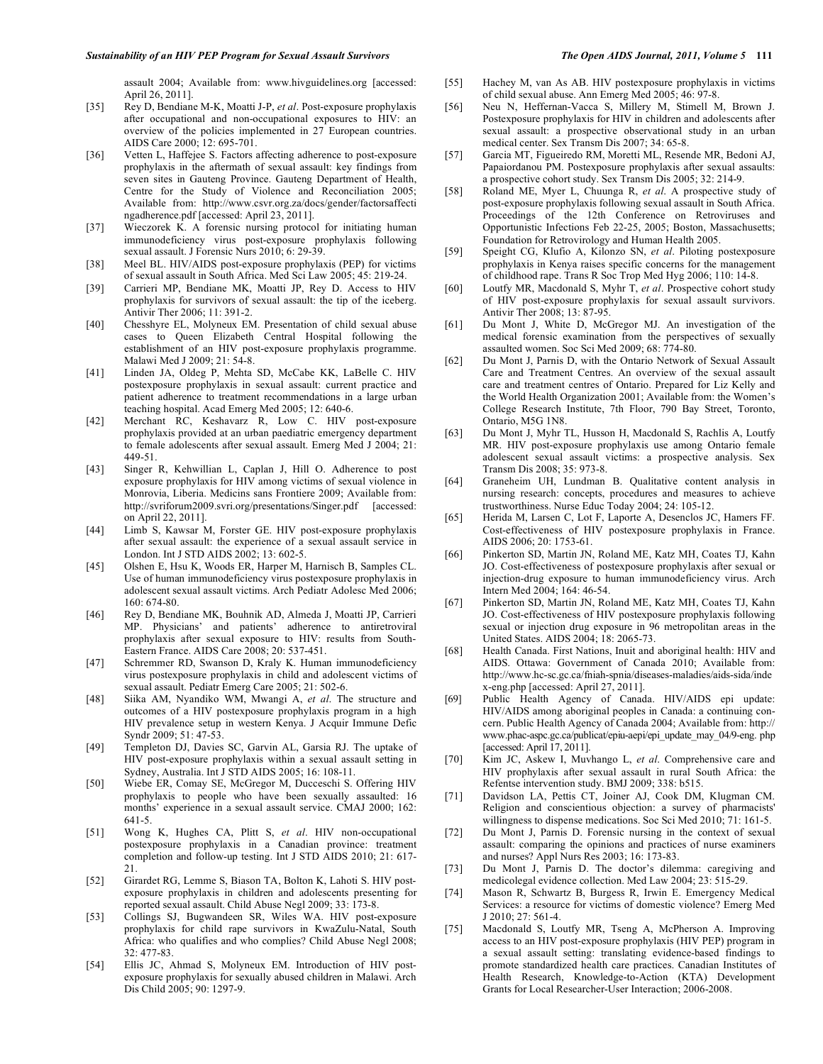assault 2004; Available from: www.hivguidelines.org [accessed: April 26, 2011].

[35] Rey D, Bendiane M-K, Moatti J-P, *et al*. Post-exposure prophylaxis after occupational and non-occupational exposures to HIV: an overview of the policies implemented in 27 European countries. AIDS Care 2000; 12: 695-701.

[36] Vetten L, Haffejee S. Factors affecting adherence to post-exposure prophylaxis in the aftermath of sexual assault: key findings from seven sites in Gauteng Province. Gauteng Department of Health, Centre for the Study of Violence and Reconciliation 2005; Available from: http://www.csvr.org.za/docs/gender/factorsaffectingadherence.pdf [accessed: April 23, 2011].

[37] Wieczorek K. A forensic nursing protocol for initiating human immunodeficiency virus post-exposure prophylaxis following sexual assault. J Forensic Nurs 2010; 6: 29-39.

[38] Meel BL. HIV/AIDS post-exposure prophylaxis (PEP) for victims of sexual assault in South Africa. Med Sci Law 2005; 45: 219-24.

[39] Carrieri MP, Bendiane MK, Moatti JP, Rey D. Access to HIV prophylaxis for survivors of sexual assault: the tip of the iceberg. Antivir Ther 2006; 11: 391-2.

[40] Chesshyre EL, Molyneux EM. Presentation of child sexual abuse cases to Queen Elizabeth Central Hospital following the establishment of an HIV post-exposure prophylaxis programme. Malawi Med J 2009; 21: 54-8.

[41] Linden JA, Oldeg P, Mehta SD, McCabe KK, LaBelle C. HIV postexposure prophylaxis in sexual assault: current practice and patient adherence to treatment recommendations in a large urban teaching hospital. Acad Emerg Med 2005; 12: 640-6.

[42] Merchant RC, Keshavarz R, Low C. HIV post-exposure prophylaxis provided at an urban paediatric emergency department to female adolescents after sexual assault. Emerg Med J 2004; 21: 449-51.

[43] Singer R, Kehwillian L, Caplan J, Hill O. Adherence to post exposure prophylaxis for HIV among victims of sexual violence in Monrovia, Liberia. Medicins sans Frontiere 2009; Available from: http://svriforum2009.svri.org/presentations/Singer.pdf [accessed: on April 22, 2011].

[44] Limb S, Kawsar M, Forster GE. HIV post-exposure prophylaxis after sexual assault: the experience of a sexual assault service in London. Int J STD AIDS 2002; 13: 602-5.

[45] Olshen E, Hsu K, Woods ER, Harper M, Harnisch B, Samples CL. Use of human immunodeficiency virus postexposure prophylaxis in adolescent sexual assault victims. Arch Pediatr Adolesc Med 2006; 160: 674-80.

[46] Rey D, Bendiane MK, Bouhnik AD, Almeda J, Moatti JP, Carrieri MP. Physicians' and patients' adherence to antiretroviral prophylaxis after sexual exposure to HIV: results from South-Eastern France. AIDS Care 2008; 20: 537-451.

[47] Schremmer RD, Swanson D, Kraly K. Human immunodeficiency virus postexposure prophylaxis in child and adolescent victims of sexual assault. Pediatr Emerg Care 2005; 21: 502-6.

[48] Siika AM, Nyandiko WM, Mwangi A, *et al*. The structure and outcomes of a HIV postexposure prophylaxis program in a high HIV prevalence setup in western Kenya. J Acquir Immune Defic Syndr 2009; 51: 47-53.

[49] Templeton DJ, Davies SC, Garvin AL, Garsia RJ. The uptake of HIV post-exposure prophylaxis within a sexual assault setting in Sydney, Australia. Int J STD AIDS 2005; 16: 108-11.

[50] Wiebe ER, Comay SE, McGregor M, Ducceschi S. Offering HIV prophylaxis to people who have been sexually assaulted: 16 months' experience in a sexual assault service. CMAJ 2000; 162: 641-5.

[51] Wong K, Hughes CA, Plitt S, *et al*. HIV non-occupational postexposure prophylaxis in a Canadian province: treatment completion and follow-up testing. Int J STD AIDS 2010; 21: 617-21.

[52] Girardet RG, Lemme S, Biason TA, Bolton K, Lahoti S. HIV post-exposure prophylaxis in children and adolescents presenting for reported sexual assault. Child Abuse Negl 2009; 33: 173-8.

[53] Collings SJ, Bugwandeen SR, Wiles WA. HIV post-exposure prophylaxis for child rape survivors in KwaZulu-Natal, South Africa: who qualifies and who complies? Child Abuse Negl 2008; 32: 477-83.

[54] Ellis JC, Ahmad S, Molyneux EM. Introduction of HIV post-exposure prophylaxis for sexually abused children in Malawi. Arch Dis Child 2005; 90: 1297-9.

[55] Hachey M, van As AB. HIV postexposure prophylaxis in victims of child sexual abuse. Ann Emerg Med 2005; 46: 97-8.

[56] Neu N, Heffernan-Vacca S, Millery M, Stimell M, Brown J. Postexposure prophylaxis for HIV in children and adolescents after sexual assault: a prospective observational study in an urban medical center. Sex Transm Dis 2007; 34: 65-8.

[57] Garcia MT, Figueiredo RM, Moretti ML, Resende MR, Bedoni AJ, Papaiordanou PM. Postexposure prophylaxis after sexual assaults: a prospective cohort study. Sex Transm Dis 2005; 32: 214-9.

[58] Roland ME, Myer L, Chuunga R, *et al*. A prospective study of post-exposure prophylaxis following sexual assault in South Africa. Proceedings of the 12th Conference on Retroviruses and Opportunistic Infections Feb 22-25, 2005; Boston, Massachusetts; Foundation for Retrovirology and Human Health 2005.

[59] Speight CG, Klufio A, Kilonzo SN, *et al*. Piloting postexposure prophylaxis in Kenya raises specific concerns for the management of childhood rape. Trans R Soc Trop Med Hyg 2006; 110: 14-8.

[60] Loutfy MR, Macdonald S, Myhr T, *et al*. Prospective cohort study of HIV post-exposure prophylaxis for sexual assault survivors. Antivir Ther 2008; 13: 87-95.

[61] Du Mont J, White D, McGregor MJ. An investigation of the medical forensic examination from the perspectives of sexually assaulted women. Soc Sci Med 2009; 68: 774-80.

[62] Du Mont J, Parnis D, with the Ontario Network of Sexual Assault Care and Treatment Centres. An overview of the sexual assault care and treatment centres of Ontario. Prepared for Liz Kelly and the World Health Organization 2001; Available from: the Women's College Research Institute, 7th Floor, 790 Bay Street, Toronto, Ontario, M5G 1N8.

[63] Du Mont J, Myhr TL, Husson H, Macdonald S, Rachlis A, Loutfy MR. HIV post-exposure prophylaxis use among Ontario female adolescent sexual assault victims: a prospective analysis. Sex Transm Dis 2008; 35: 973-8.

[64] Graneheim UH, Lundman B. Qualitative content analysis in nursing research: concepts, procedures and measures to achieve trustworthiness. Nurse Educ Today 2004; 24: 105-12.

[65] Herida M, Larsen C, Lot F, Laporte A, Desenclos JC, Hamers FF. Cost-effectiveness of HIV postexposure prophylaxis in France. AIDS 2006; 20: 1753-61.

[66] Pinkerton SD, Martin JN, Roland ME, Katz MH, Coates TJ, Kahn JO. Cost-effectiveness of postexposure prophylaxis after sexual or injection-drug exposure to human immunodeficiency virus. Arch Intern Med 2004; 164: 46-54.

[67] Pinkerton SD, Martin JN, Roland ME, Katz MH, Coates TJ, Kahn JO. Cost-effectiveness of HIV postexposure prophylaxis following sexual or injection drug exposure in 96 metropolitan areas in the United States. AIDS 2004; 18: 2065-73.

[68] Health Canada. First Nations, Inuit and aboriginal health: HIV and AIDS. Ottawa: Government of Canada 2010; Available from: http://www.hc-sc.gc.ca/fniah-spnia/diseases-maladies/aids-sida/index-eng.php [accessed: April 27, 2011].

[69] Public Health Agency of Canada. HIV/AIDS epi update: HIV/AIDS among aboriginal peoples in Canada: a continuing concern. Public Health Agency of Canada 2004; Available from: http://www.phac-aspc.gc.ca/publicat/epiu-aepi/epi_update_may_04/9-eng.php [accessed: April 17, 2011].

[70] Kim JC, Askew I, Muvhango L, *et al*. Comprehensive care and HIV prophylaxis after sexual assault in rural South Africa: the Refentse intervention study. BMJ 2009; 338: b515.

[71] Davidson LA, Pettis CT, Joiner AJ, Cook DM, Klugman CM. Religion and conscientious objection: a survey of pharmacists' willingness to dispense medications. Soc Sci Med 2010; 71: 161-5.

[72] Du Mont J, Parnis D. Forensic nursing in the context of sexual assault: comparing the opinions and practices of nurse examiners and nurses? Appl Nurs Res 2003; 16: 173-83.

[73] Du Mont J, Parnis D. The doctor's dilemma: caregiving and medicolegal evidence collection. Med Law 2004; 23: 515-29.

[74] Mason R, Schwartz B, Burgess R, Irwin E. Emergency Medical Services: a resource for victims of domestic violence? Emerg Med J 2010; 27: 561-4.

[75] Macdonald S, Loutfy MR, Tseng A, McPherson A. Improving access to an HIV post-exposure prophylaxis (HIV PEP) program in a sexual assault setting: translating evidence-based findings to promote standardized health care practices. Canadian Institutes of Health Research, Knowledge-to-Action (KTA) Development Grants for Local Researcher-User Interaction; 2006-2008.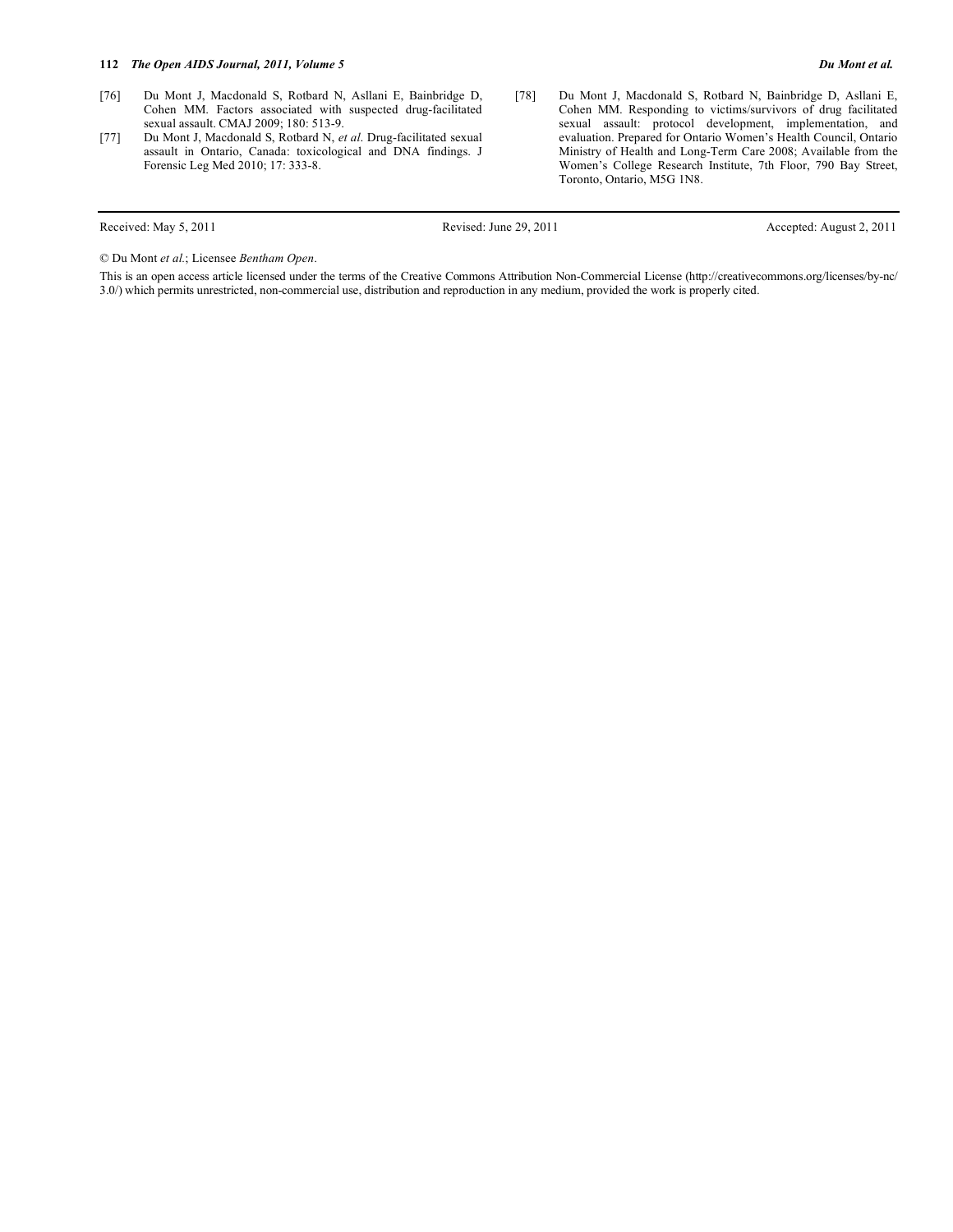[76] Du Mont J, Macdonald S, Rotbard N, Asllani E, Bainbridge D, Cohen MM. Factors associated with suspected drug-facilitated sexual assault. CMAJ 2009; 180: 513-9.

[77] Du Mont J, Macdonald S, Rotbard N, *et al*. Drug-facilitated sexual assault in Ontario, Canada: toxicological and DNA findings. J Forensic Leg Med 2010; 17: 333-8.

[78] Du Mont J, Macdonald S, Rotbard N, Bainbridge D, Asllani E, Cohen MM. Responding to victims/survivors of drug facilitated sexual assault: protocol development, implementation, and evaluation. Prepared for Ontario Women's Health Council, Ontario Ministry of Health and Long-Term Care 2008; Available from the Women's College Research Institute, 7th Floor, 790 Bay Street, Toronto, Ontario, M5G 1N8.

Received: May 5, 2011 Revised: June 29, 2011 Accepted: August 2, 2011

© Du Mont *et al.*; Licensee *Bentham Open*.

This is an open access article licensed under the terms of the Creative Commons Attribution Non-Commercial License (http://creativecommons.org/licenses/by-nc/3.0/) which permits unrestricted, non-commercial use, distribution and reproduction in any medium, provided the work is properly cited.